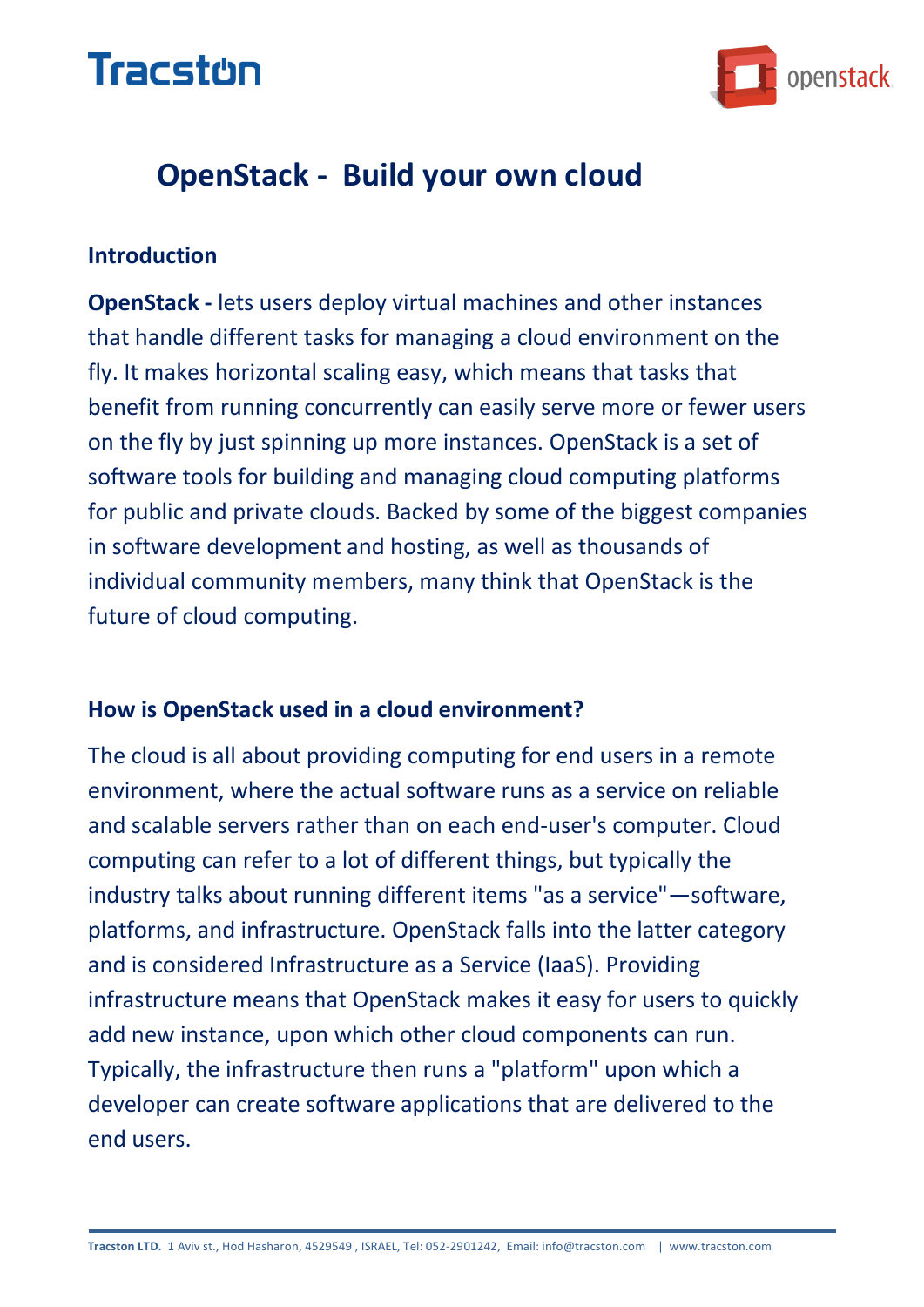# OpenStack - Build your own cloud

## Introduction

**OpenStack -** lets users deploy virtual machines and other instances that handle different tasks for managing a cloud environment on the fly. It makes horizontal scaling easy, which means that tasks that benefit from running concurrently can easily serve more or fewer users on the fly by just spinning up more instances. OpenStack is a set of software tools for building and managing cloud computing platforms for public and private clouds. Backed by some of the biggest companies in software development and hosting, as well as thousands of individual community members, many think that OpenStack is the future of cloud computing.

## How is OpenStack used in a cloud environment?

The cloud is all about providing computing for end users in a remote environment, where the actual software runs as a service on reliable and scalable servers rather than on each end-user's computer. Cloud computing can refer to a lot of different things, but typically the industry talks about running different items "as a service"—software, platforms, and infrastructure. OpenStack falls into the latter category and is considered Infrastructure as a Service (IaaS). Providing infrastructure means that OpenStack makes it easy for users to quickly add new instance, upon which other cloud components can run. Typically, the infrastructure then runs a "platform" upon which a developer can create software applications that are delivered to the end users.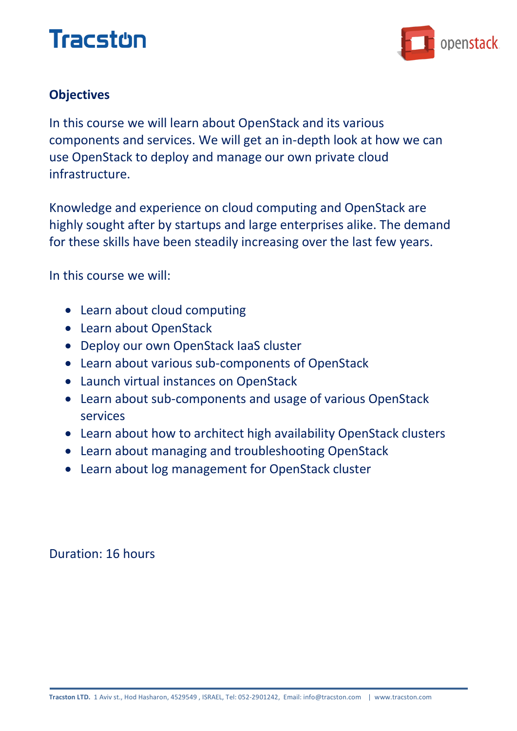## Objectives

In this course we will learn about OpenStack and its various components and services. We will get an in-depth look at how we can use OpenStack to deploy and manage our own private cloud infrastructure.

Knowledge and experience on cloud computing and OpenStack are highly sought after by startups and large enterprises alike. The demand for these skills have been steadily increasing over the last few years.

In this course we will:

- Learn about cloud computing
- Learn about OpenStack
- Deploy our own OpenStack IaaS cluster
- Learn about various sub-components of OpenStack
- Launch virtual instances on OpenStack
- Learn about sub-components and usage of various OpenStack services
- Learn about how to architect high availability OpenStack clusters
- Learn about managing and troubleshooting OpenStack
- Learn about log management for OpenStack cluster

Duration: 16 hours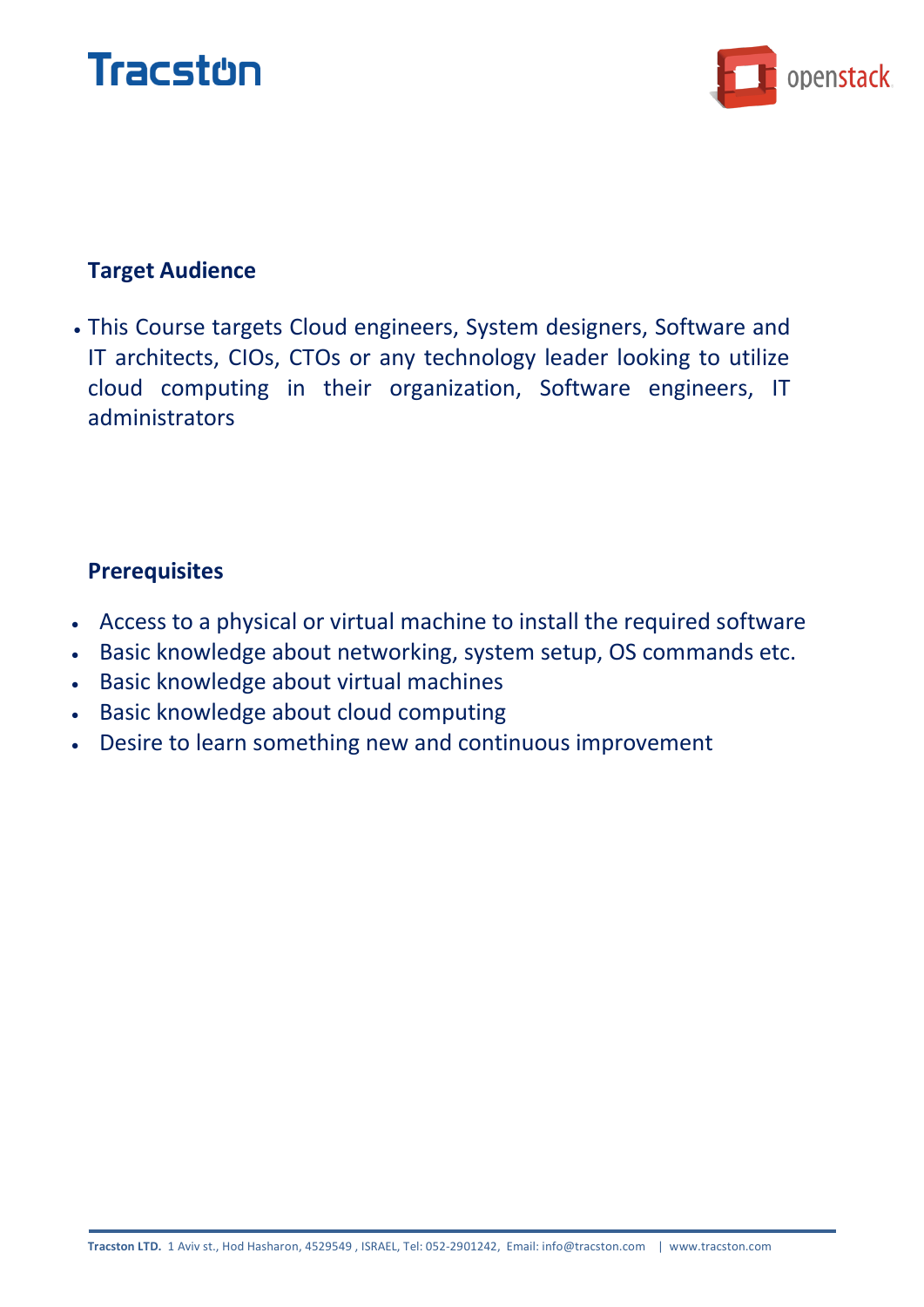## Target Audience

- This Course targets Cloud engineers, System designers, Software and IT architects, CIOs, CTOs or any technology leader looking to utilize cloud computing in their organization, Software engineers, IT administrators

## Prerequisites

- Access to a physical or virtual machine to install the required software
- Basic knowledge about networking, system setup, OS commands etc.
- Basic knowledge about virtual machines
- Basic knowledge about cloud computing
- Desire to learn something new and continuous improvement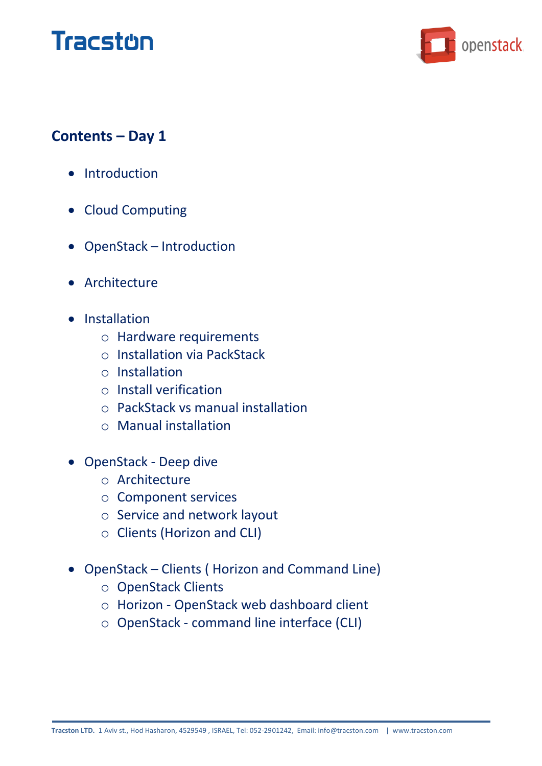## Contents – Day 1

- Introduction
- Cloud Computing
- OpenStack – Introduction
- Architecture
- Installation
  - Hardware requirements
  - Installation via PackStack
  - Installation
  - Install verification
  - PackStack vs manual installation
  - Manual installation
- OpenStack - Deep dive
  - Architecture
  - Component services
  - Service and network layout
  - Clients (Horizon and CLI)
- OpenStack – Clients ( Horizon and Command Line)
  - OpenStack Clients
  - Horizon - OpenStack web dashboard client
  - OpenStack - command line interface (CLI)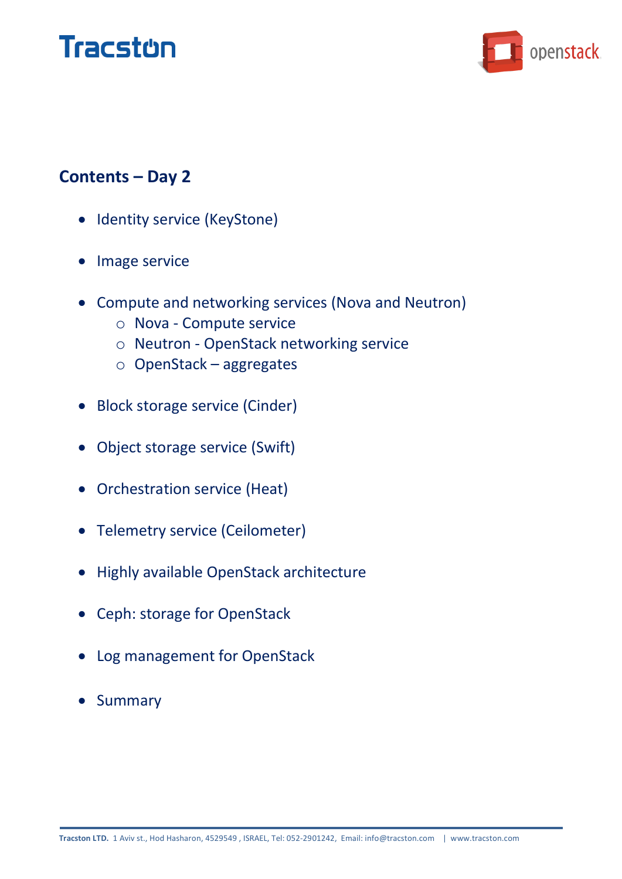## Contents – Day 2

- Identity service (KeyStone)
- Image service
- Compute and networking services (Nova and Neutron)
  - Nova - Compute service
  - Neutron - OpenStack networking service
  - OpenStack – aggregates
- Block storage service (Cinder)
- Object storage service (Swift)
- Orchestration service (Heat)
- Telemetry service (Ceilometer)
- Highly available OpenStack architecture
- Ceph: storage for OpenStack
- Log management for OpenStack
- Summary